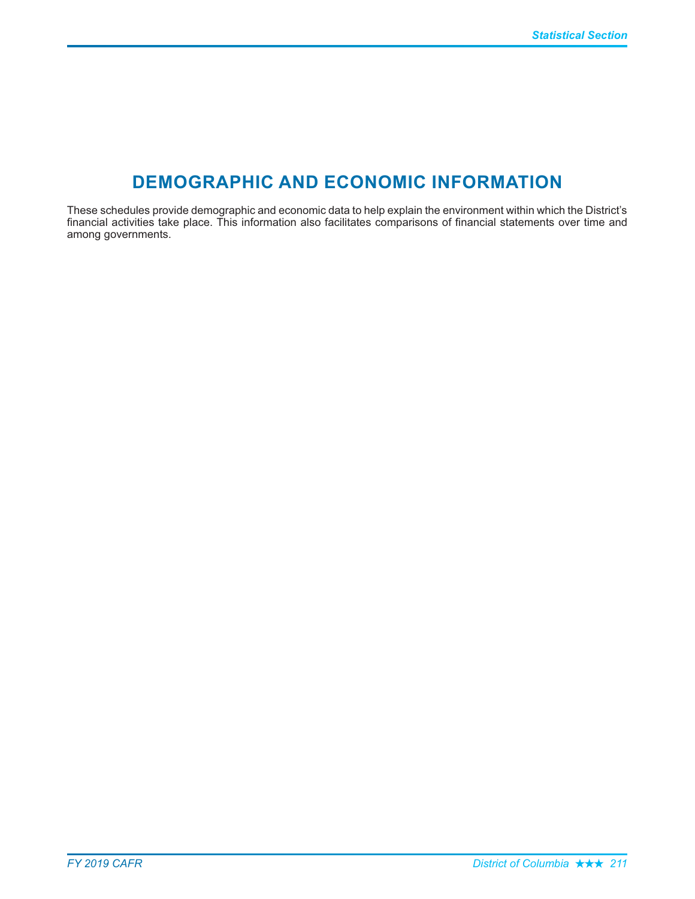# DEMOGRAPHIC AND ECONOMIC INFORMATION

These schedules provide demographic and economic data to help explain the environment within which the District's financial activities take place. This information also facilitates comparisons of financial statements over time and among governments.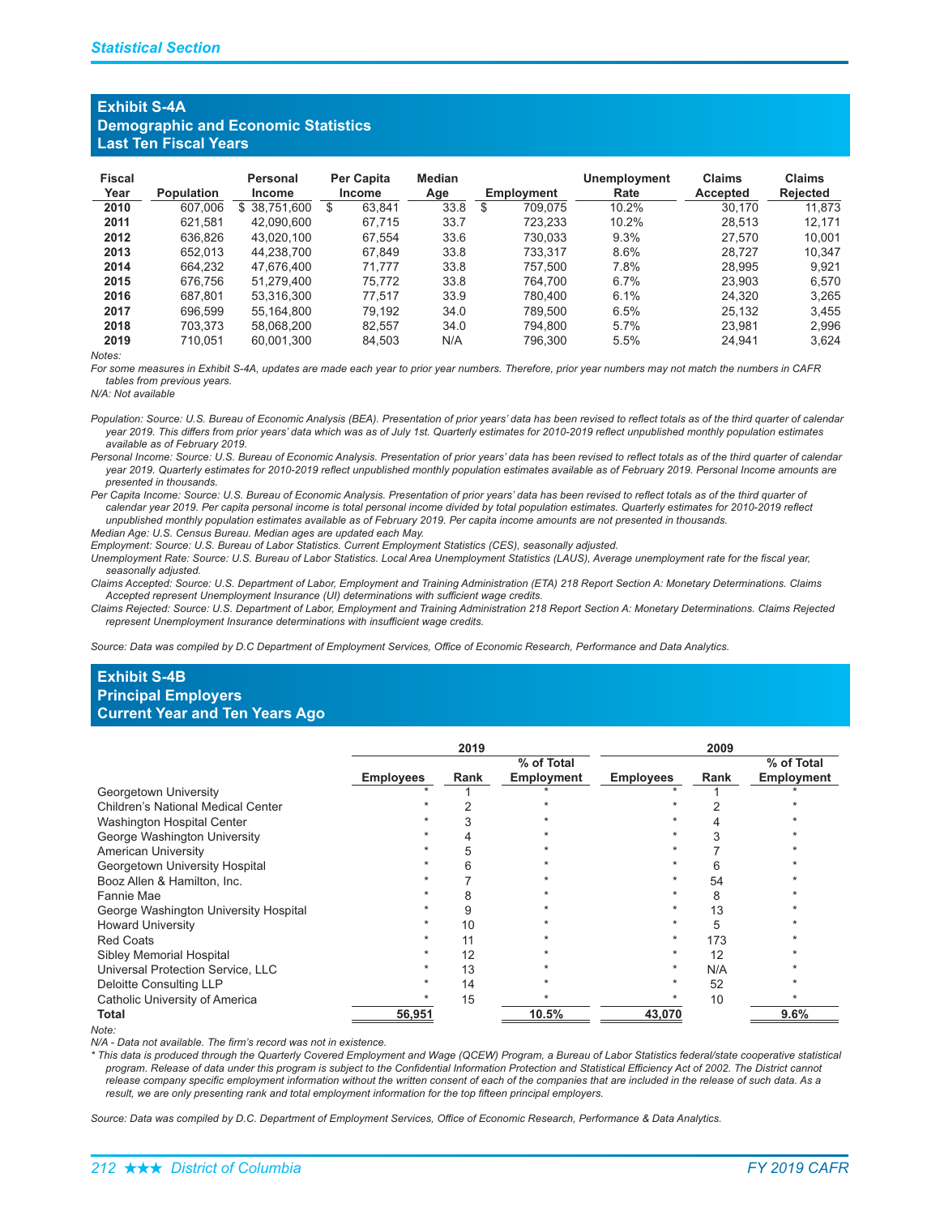## Exhibit S-4A
## Demographic and Economic Statistics
## Last Ten Fiscal Years

| Fiscal Year | Population | Personal Income | Per Capita Income | Median Age | Employment | Unemployment Rate | Claims Accepted | Claims Rejected |
|---|---|---|---|---|---|---|---|---|
| **2010** | 607,006 | $ 38,751,600 | $ 63,841 | 33.8 | $ 709,075 | 10.2% | 30,170 | 11,873 |
| **2011** | 621,581 | 42,090,600 | 67,715 | 33.7 | 723,233 | 10.2% | 28,513 | 12,171 |
| **2012** | 636,826 | 43,020,100 | 67,554 | 33.6 | 730,033 | 9.3% | 27,570 | 10,001 |
| **2013** | 652,013 | 44,238,700 | 67,849 | 33.8 | 733,317 | 8.6% | 28,727 | 10,347 |
| **2014** | 664,232 | 47,676,400 | 71,777 | 33.8 | 757,500 | 7.8% | 28,995 | 9,921 |
| **2015** | 676,756 | 51,279,400 | 75,772 | 33.8 | 764,700 | 6.7% | 23,903 | 6,570 |
| **2016** | 687,801 | 53,316,300 | 77,517 | 33.9 | 780,400 | 6.1% | 24,320 | 3,265 |
| **2017** | 696,599 | 55,164,800 | 79,192 | 34.0 | 789,500 | 6.5% | 25,132 | 3,455 |
| **2018** | 703,373 | 58,068,200 | 82,557 | 34.0 | 794,800 | 5.7% | 23,981 | 2,996 |
| **2019** | 710,051 | 60,001,300 | 84,503 | N/A | 796,300 | 5.5% | 24,941 | 3,624 |

*Notes:*

*For some measures in Exhibit S-4A, updates are made each year to prior year numbers. Therefore, prior year numbers may not match the numbers in CAFR tables from previous years.*

*N/A: Not available*

*Population: Source: U.S. Bureau of Economic Analysis (BEA). Presentation of prior years' data has been revised to reflect totals as of the third quarter of calendar year 2019. This differs from prior years' data which was as of July 1st. Quarterly estimates for 2010-2019 reflect unpublished monthly population estimates available as of February 2019.*

*Personal Income: Source: U.S. Bureau of Economic Analysis. Presentation of prior years' data has been revised to reflect totals as of the third quarter of calendar year 2019. Quarterly estimates for 2010-2019 reflect unpublished monthly population estimates available as of February 2019. Personal Income amounts are presented in thousands.*

*Per Capita Income: Source: U.S. Bureau of Economic Analysis. Presentation of prior years' data has been revised to reflect totals as of the third quarter of calendar year 2019. Per capita personal income is total personal income divided by total population estimates. Quarterly estimates for 2010-2019 reflect unpublished monthly population estimates available as of February 2019. Per capita income amounts are not presented in thousands.*

*Median Age: U.S. Census Bureau. Median ages are updated each May.*

*Employment: Source: U.S. Bureau of Labor Statistics. Current Employment Statistics (CES), seasonally adjusted.*

*Unemployment Rate: Source: U.S. Bureau of Labor Statistics. Local Area Unemployment Statistics (LAUS), Average unemployment rate for the fiscal year, seasonally adjusted.*

*Claims Accepted: Source: U.S. Department of Labor, Employment and Training Administration (ETA) 218 Report Section A: Monetary Determinations. Claims Accepted represent Unemployment Insurance (UI) determinations with sufficient wage credits.*

*Claims Rejected: Source: U.S. Department of Labor, Employment and Training Administration 218 Report Section A: Monetary Determinations. Claims Rejected represent Unemployment Insurance determinations with insufficient wage credits.*

*Source: Data was compiled by D.C Department of Employment Services, Office of Economic Research, Performance and Data Analytics.*

## Exhibit S-4B
## Principal Employers
## Current Year and Ten Years Ago

| | 2019 | | | 2009 | | |
|---|---|---|---|---|---|---|
| | **Employees** | **Rank** | **% of Total Employment** | **Employees** | **Rank** | **% of Total Employment** |
| Georgetown University | * | 1 | * | * | 1 | * |
| Children's National Medical Center | * | 2 | * | * | 2 | * |
| Washington Hospital Center | * | 3 | * | * | 4 | * |
| George Washington University | * | 4 | * | * | 3 | * |
| American University | * | 5 | * | * | 7 | * |
| Georgetown University Hospital | * | 6 | * | * | 6 | * |
| Booz Allen & Hamilton, Inc. | * | 7 | * | * | 54 | * |
| Fannie Mae | * | 8 | * | * | 8 | * |
| George Washington University Hospital | * | 9 | * | * | 13 | * |
| Howard University | * | 10 | * | * | 5 | * |
| Red Coats | * | 11 | * | * | 173 | * |
| Sibley Memorial Hospital | * | 12 | * | * | 12 | * |
| Universal Protection Service, LLC | * | 13 | * | * | N/A | * |
| Deloitte Consulting LLP | * | 14 | * | * | 52 | * |
| Catholic University of America | * | 15 | * | * | 10 | * |
| **Total** | **56,951** | | **10.5%** | **43,070** | | **9.6%** |

*Note:*

*N/A - Data not available. The firm's record was not in existence.*

*\* This data is produced through the Quarterly Covered Employment and Wage (QCEW) Program, a Bureau of Labor Statistics federal/state cooperative statistical program. Release of data under this program is subject to the Confidential Information Protection and Statistical Efficiency Act of 2002. The District cannot release company specific employment information without the written consent of each of the companies that are included in the release of such data. As a result, we are only presenting rank and total employment information for the top fifteen principal employers.*

*Source: Data was compiled by D.C. Department of Employment Services, Office of Economic Research, Performance & Data Analytics.*